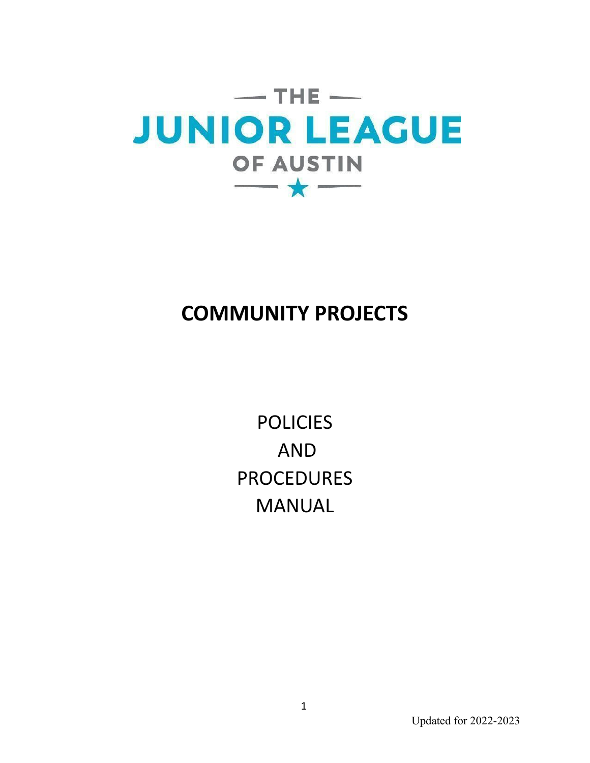# THE JUNIOR LEAGUE OF AUSTIN

# COMMUNITY PROJECTS

POLICIES
AND
PROCEDURES
MANUAL

Updated for 2022-2023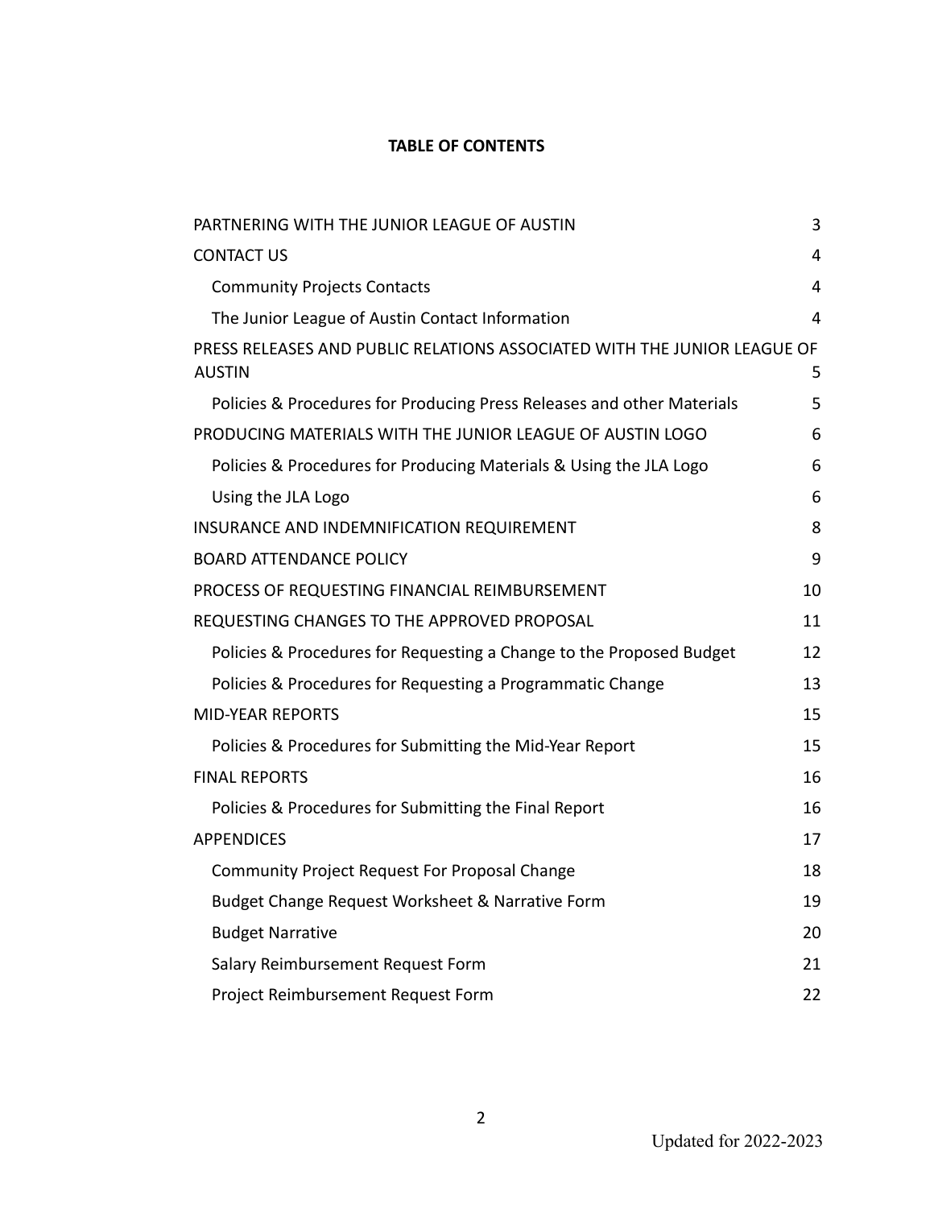**TABLE OF CONTENTS**

| | |
|---|---|
| PARTNERING WITH THE JUNIOR LEAGUE OF AUSTIN | 3 |
| CONTACT US | 4 |
| Community Projects Contacts | 4 |
| The Junior League of Austin Contact Information | 4 |
| PRESS RELEASES AND PUBLIC RELATIONS ASSOCIATED WITH THE JUNIOR LEAGUE OF AUSTIN | 5 |
| Policies & Procedures for Producing Press Releases and other Materials | 5 |
| PRODUCING MATERIALS WITH THE JUNIOR LEAGUE OF AUSTIN LOGO | 6 |
| Policies & Procedures for Producing Materials & Using the JLA Logo | 6 |
| Using the JLA Logo | 6 |
| INSURANCE AND INDEMNIFICATION REQUIREMENT | 8 |
| BOARD ATTENDANCE POLICY | 9 |
| PROCESS OF REQUESTING FINANCIAL REIMBURSEMENT | 10 |
| REQUESTING CHANGES TO THE APPROVED PROPOSAL | 11 |
| Policies & Procedures for Requesting a Change to the Proposed Budget | 12 |
| Policies & Procedures for Requesting a Programmatic Change | 13 |
| MID-YEAR REPORTS | 15 |
| Policies & Procedures for Submitting the Mid-Year Report | 15 |
| FINAL REPORTS | 16 |
| Policies & Procedures for Submitting the Final Report | 16 |
| APPENDICES | 17 |
| Community Project Request For Proposal Change | 18 |
| Budget Change Request Worksheet & Narrative Form | 19 |
| Budget Narrative | 20 |
| Salary Reimbursement Request Form | 21 |
| Project Reimbursement Request Form | 22 |

Updated for 2022-2023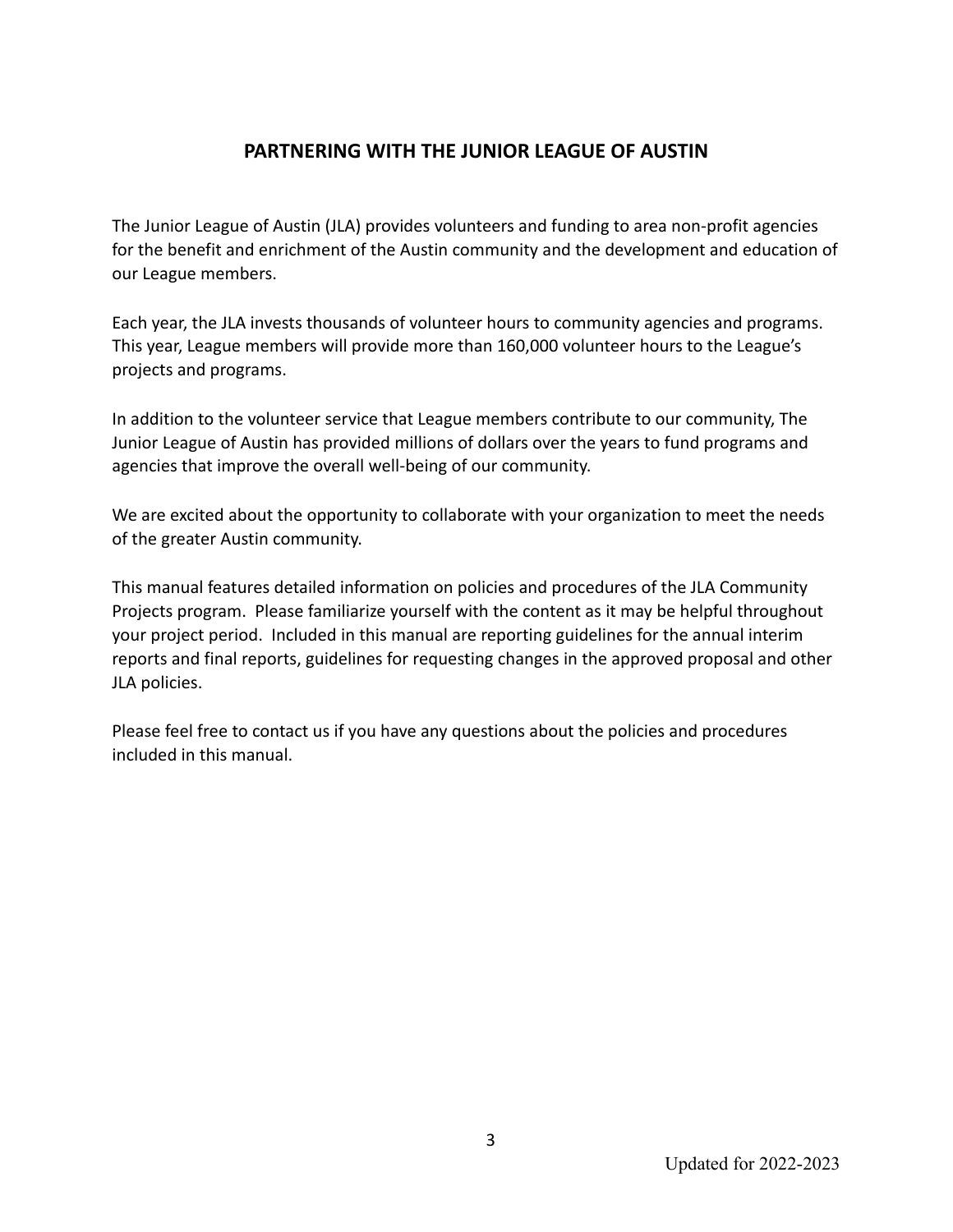# PARTNERING WITH THE JUNIOR LEAGUE OF AUSTIN

The Junior League of Austin (JLA) provides volunteers and funding to area non-profit agencies for the benefit and enrichment of the Austin community and the development and education of our League members.

Each year, the JLA invests thousands of volunteer hours to community agencies and programs. This year, League members will provide more than 160,000 volunteer hours to the League's projects and programs.

In addition to the volunteer service that League members contribute to our community, The Junior League of Austin has provided millions of dollars over the years to fund programs and agencies that improve the overall well-being of our community.

We are excited about the opportunity to collaborate with your organization to meet the needs of the greater Austin community.

This manual features detailed information on policies and procedures of the JLA Community Projects program. Please familiarize yourself with the content as it may be helpful throughout your project period. Included in this manual are reporting guidelines for the annual interim reports and final reports, guidelines for requesting changes in the approved proposal and other JLA policies.

Please feel free to contact us if you have any questions about the policies and procedures included in this manual.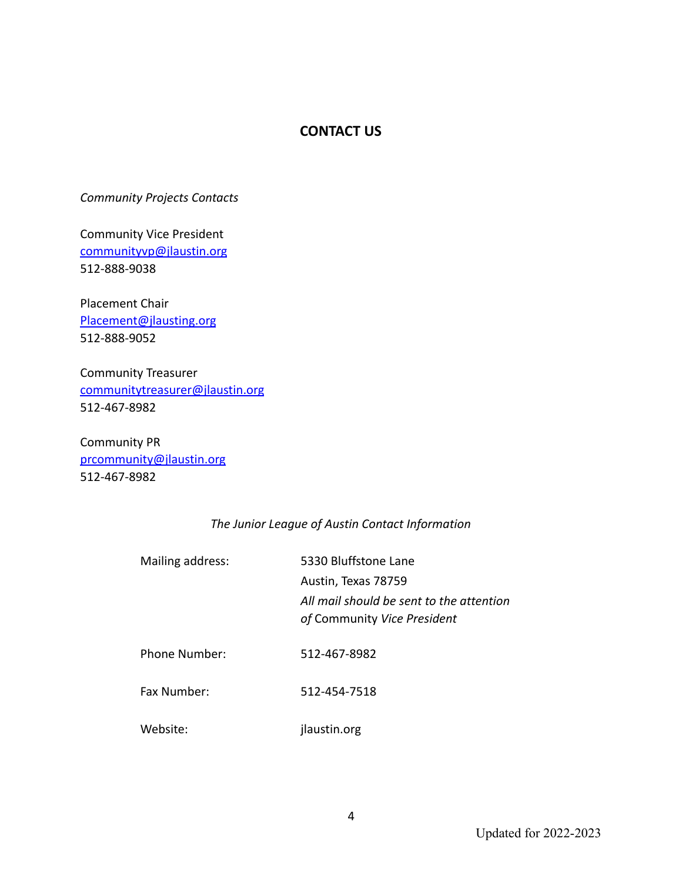## CONTACT US

*Community Projects Contacts*

Community Vice President
communityvp@jlaustin.org
512-888-9038

Placement Chair
Placement@jlausting.org
512-888-9052

Community Treasurer
communitytreasurer@jlaustin.org
512-467-8982

Community PR
prcommunity@jlaustin.org
512-467-8982

*The Junior League of Austin Contact Information*

| | |
|---|---|
| Mailing address: | 5330 Bluffstone Lane<br>Austin, Texas 78759<br>*All mail should be sent to the attention of* Community *Vice President* |
| Phone Number: | 512-467-8982 |
| Fax Number: | 512-454-7518 |
| Website: | jlaustin.org |

Updated for 2022-2023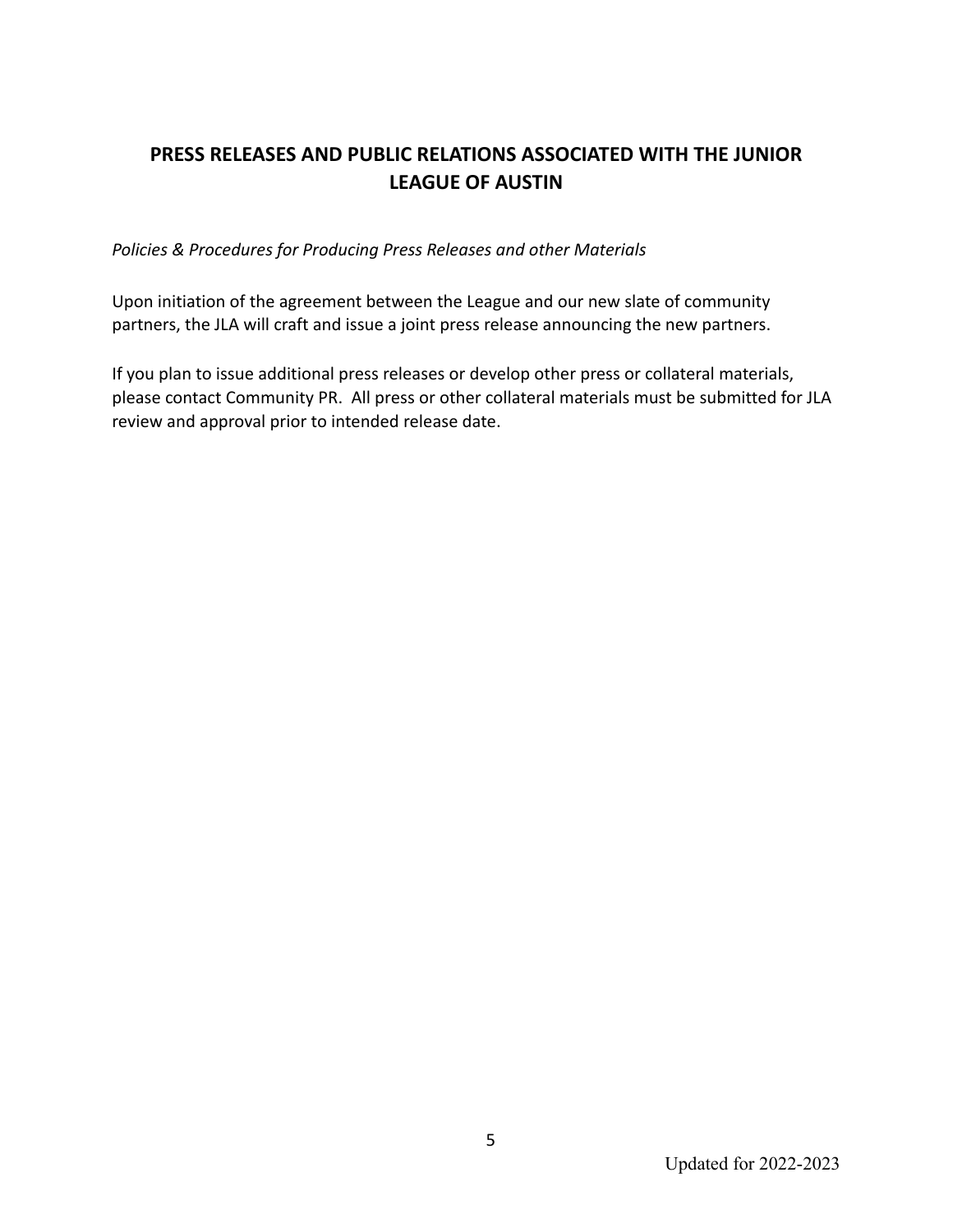## PRESS RELEASES AND PUBLIC RELATIONS ASSOCIATED WITH THE JUNIOR LEAGUE OF AUSTIN

*Policies & Procedures for Producing Press Releases and other Materials*

Upon initiation of the agreement between the League and our new slate of community partners, the JLA will craft and issue a joint press release announcing the new partners.

If you plan to issue additional press releases or develop other press or collateral materials, please contact Community PR. All press or other collateral materials must be submitted for JLA review and approval prior to intended release date.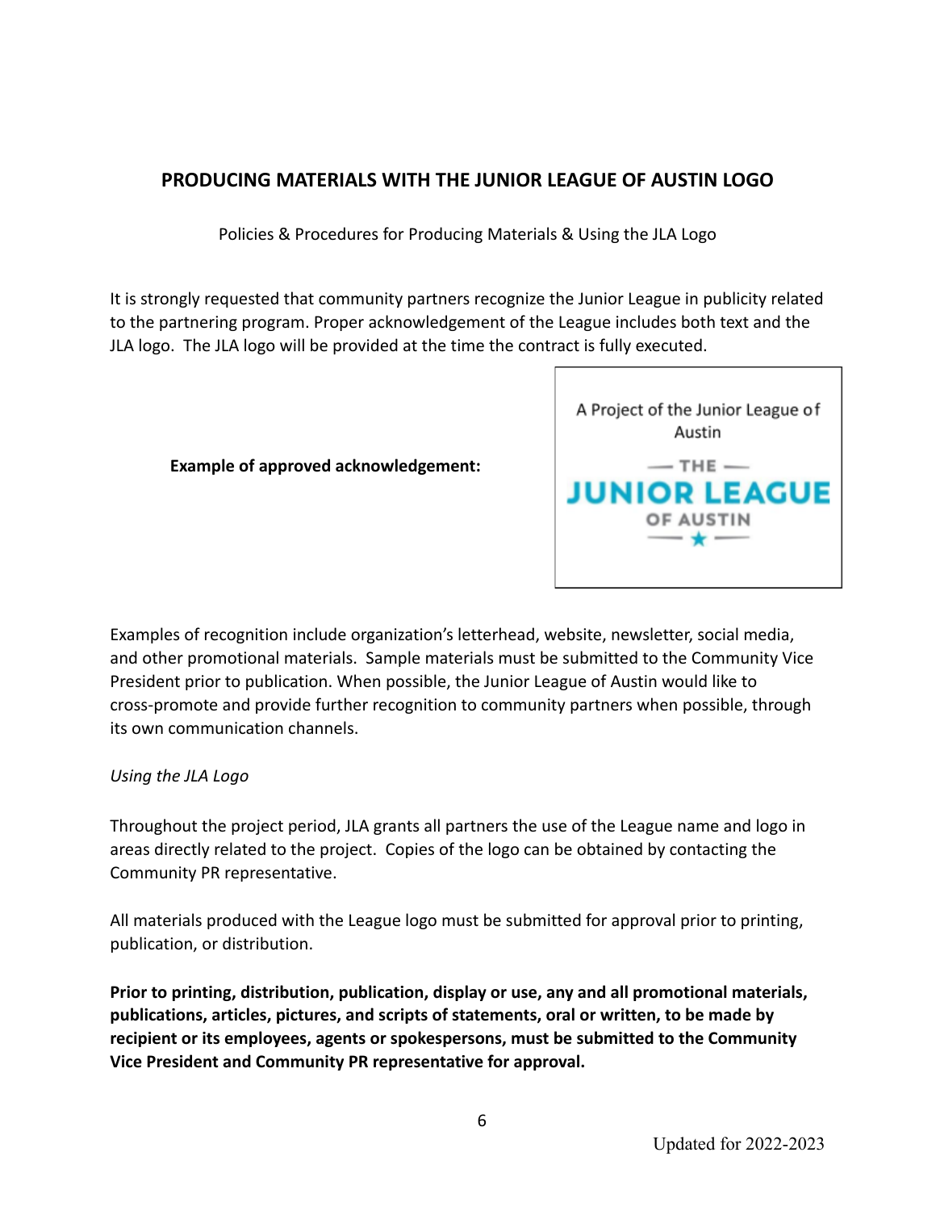## PRODUCING MATERIALS WITH THE JUNIOR LEAGUE OF AUSTIN LOGO

Policies & Procedures for Producing Materials & Using the JLA Logo

It is strongly requested that community partners recognize the Junior League in publicity related to the partnering program. Proper acknowledgement of the League includes both text and the JLA logo. The JLA logo will be provided at the time the contract is fully executed.

**Example of approved acknowledgement:**

A Project of the Junior League of Austin

— THE —
JUNIOR LEAGUE
OF AUSTIN

Examples of recognition include organization's letterhead, website, newsletter, social media, and other promotional materials. Sample materials must be submitted to the Community Vice President prior to publication. When possible, the Junior League of Austin would like to cross-promote and provide further recognition to community partners when possible, through its own communication channels.

*Using the JLA Logo*

Throughout the project period, JLA grants all partners the use of the League name and logo in areas directly related to the project. Copies of the logo can be obtained by contacting the Community PR representative.

All materials produced with the League logo must be submitted for approval prior to printing, publication, or distribution.

**Prior to printing, distribution, publication, display or use, any and all promotional materials, publications, articles, pictures, and scripts of statements, oral or written, to be made by recipient or its employees, agents or spokespersons, must be submitted to the Community Vice President and Community PR representative for approval.**

Updated for 2022-2023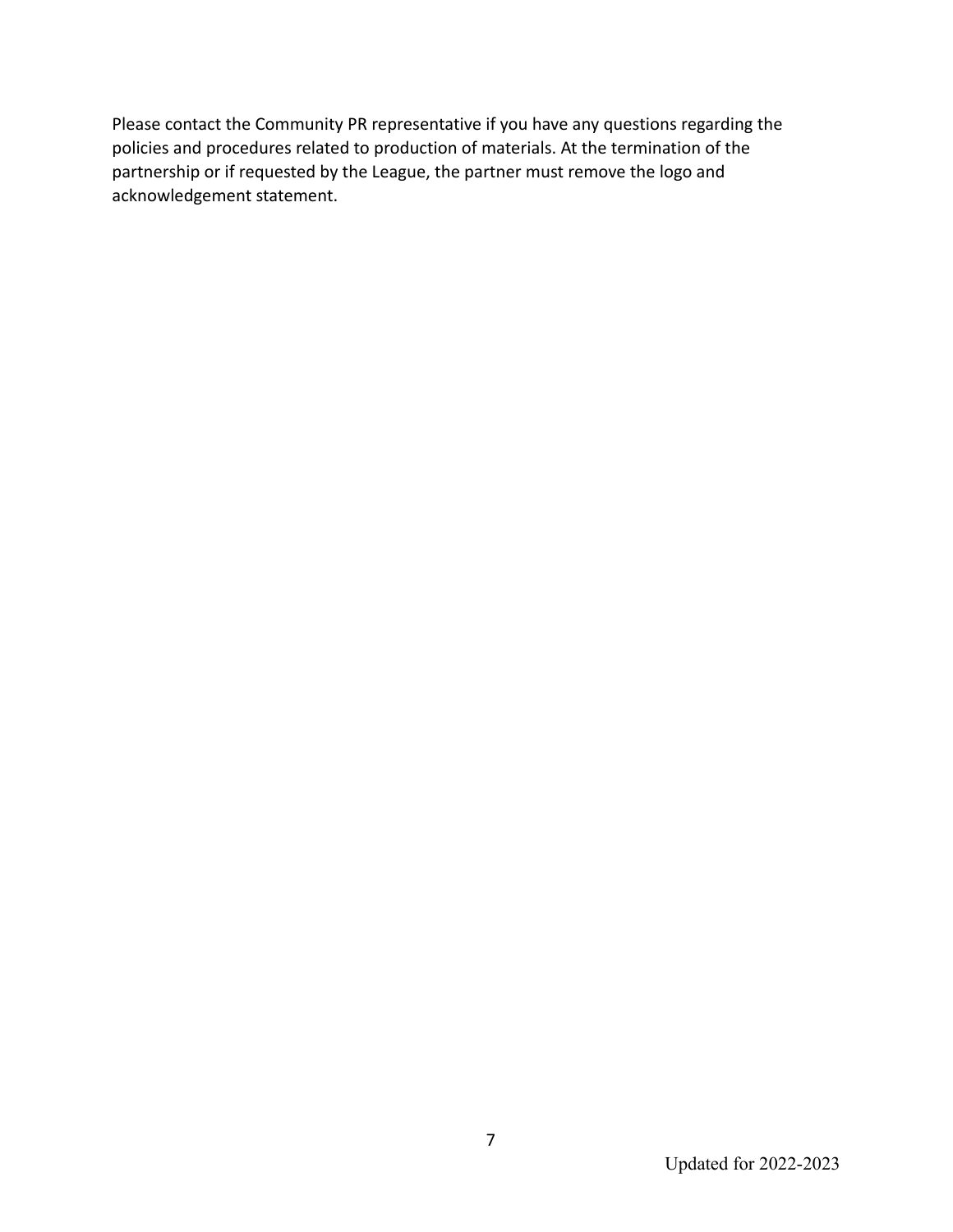Please contact the Community PR representative if you have any questions regarding the policies and procedures related to production of materials. At the termination of the partnership or if requested by the League, the partner must remove the logo and acknowledgement statement.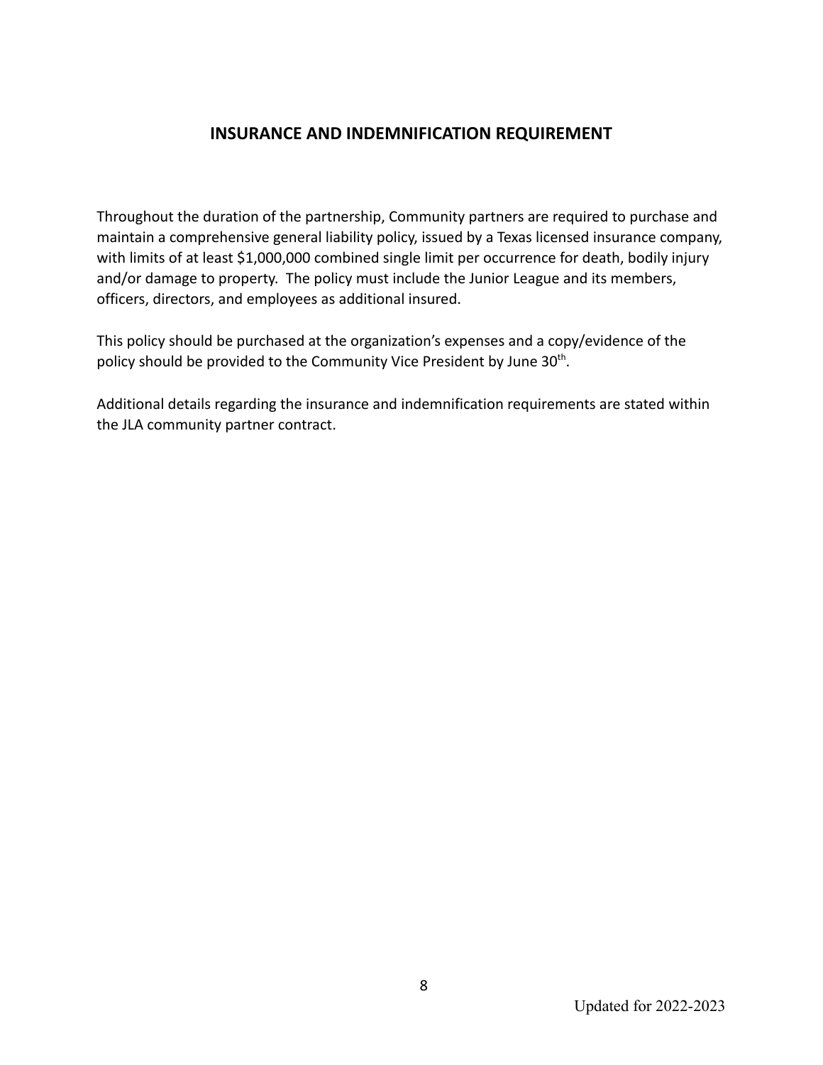## INSURANCE AND INDEMNIFICATION REQUIREMENT

Throughout the duration of the partnership, Community partners are required to purchase and maintain a comprehensive general liability policy, issued by a Texas licensed insurance company, with limits of at least $1,000,000 combined single limit per occurrence for death, bodily injury and/or damage to property. The policy must include the Junior League and its members, officers, directors, and employees as additional insured.

This policy should be purchased at the organization's expenses and a copy/evidence of the policy should be provided to the Community Vice President by June 30th.

Additional details regarding the insurance and indemnification requirements are stated within the JLA community partner contract.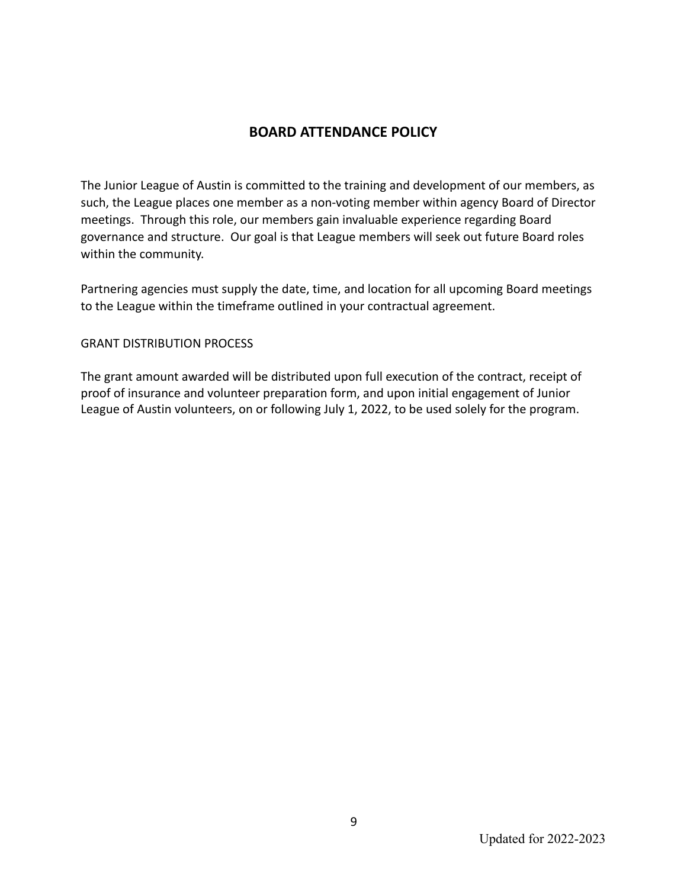## BOARD ATTENDANCE POLICY

The Junior League of Austin is committed to the training and development of our members, as such, the League places one member as a non-voting member within agency Board of Director meetings. Through this role, our members gain invaluable experience regarding Board governance and structure. Our goal is that League members will seek out future Board roles within the community.

Partnering agencies must supply the date, time, and location for all upcoming Board meetings to the League within the timeframe outlined in your contractual agreement.

GRANT DISTRIBUTION PROCESS

The grant amount awarded will be distributed upon full execution of the contract, receipt of proof of insurance and volunteer preparation form, and upon initial engagement of Junior League of Austin volunteers, on or following July 1, 2022, to be used solely for the program.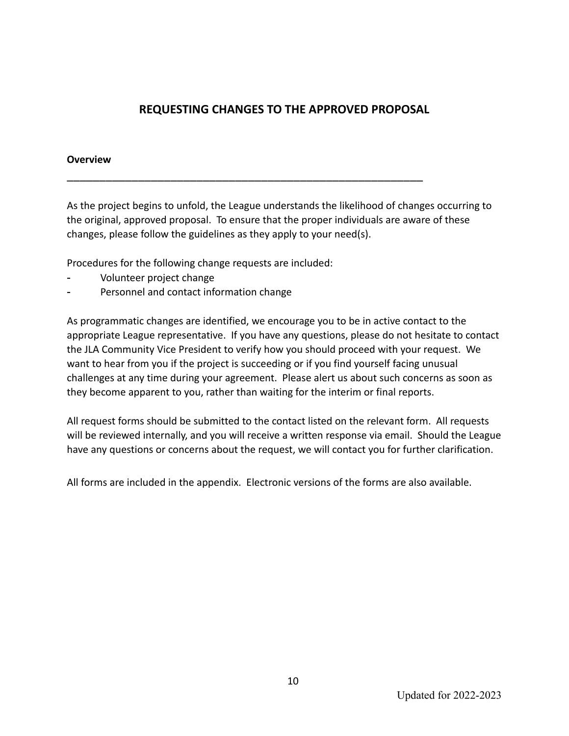# REQUESTING CHANGES TO THE APPROVED PROPOSAL

**Overview**

---

As the project begins to unfold, the League understands the likelihood of changes occurring to the original, approved proposal. To ensure that the proper individuals are aware of these changes, please follow the guidelines as they apply to your need(s).

Procedures for the following change requests are included:

- Volunteer project change
- Personnel and contact information change

As programmatic changes are identified, we encourage you to be in active contact to the appropriate League representative. If you have any questions, please do not hesitate to contact the JLA Community Vice President to verify how you should proceed with your request. We want to hear from you if the project is succeeding or if you find yourself facing unusual challenges at any time during your agreement. Please alert us about such concerns as soon as they become apparent to you, rather than waiting for the interim or final reports.

All request forms should be submitted to the contact listed on the relevant form. All requests will be reviewed internally, and you will receive a written response via email. Should the League have any questions or concerns about the request, we will contact you for further clarification.

All forms are included in the appendix. Electronic versions of the forms are also available.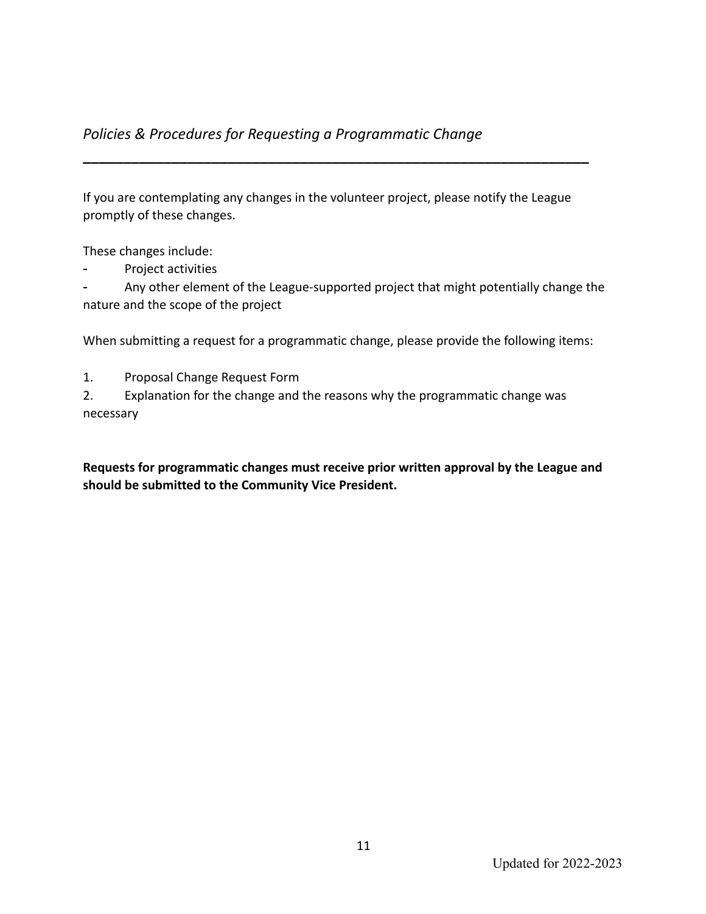## *Policies & Procedures for Requesting a Programmatic Change*

---

If you are contemplating any changes in the volunteer project, please notify the League promptly of these changes.

These changes include:

- Project activities
- Any other element of the League-supported project that might potentially change the nature and the scope of the project

When submitting a request for a programmatic change, please provide the following items:

1. Proposal Change Request Form
2. Explanation for the change and the reasons why the programmatic change was necessary

**Requests for programmatic changes must receive prior written approval by the League and should be submitted to the Community Vice President.**

Updated for 2022-2023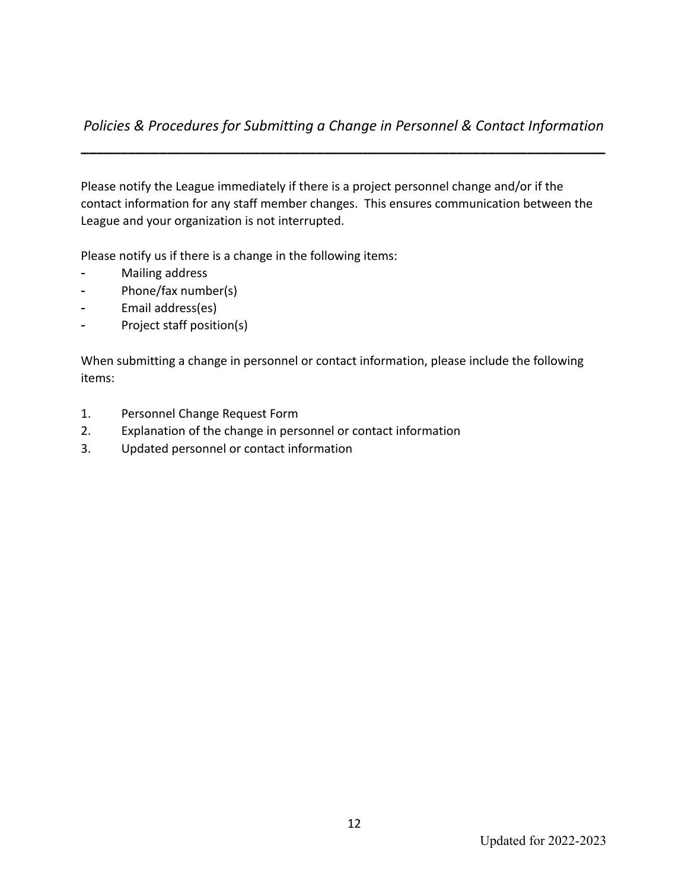## *Policies & Procedures for Submitting a Change in Personnel & Contact Information*

Please notify the League immediately if there is a project personnel change and/or if the contact information for any staff member changes. This ensures communication between the League and your organization is not interrupted.

Please notify us if there is a change in the following items:

- Mailing address
- Phone/fax number(s)
- Email address(es)
- Project staff position(s)

When submitting a change in personnel or contact information, please include the following items:

1. Personnel Change Request Form
2. Explanation of the change in personnel or contact information
3. Updated personnel or contact information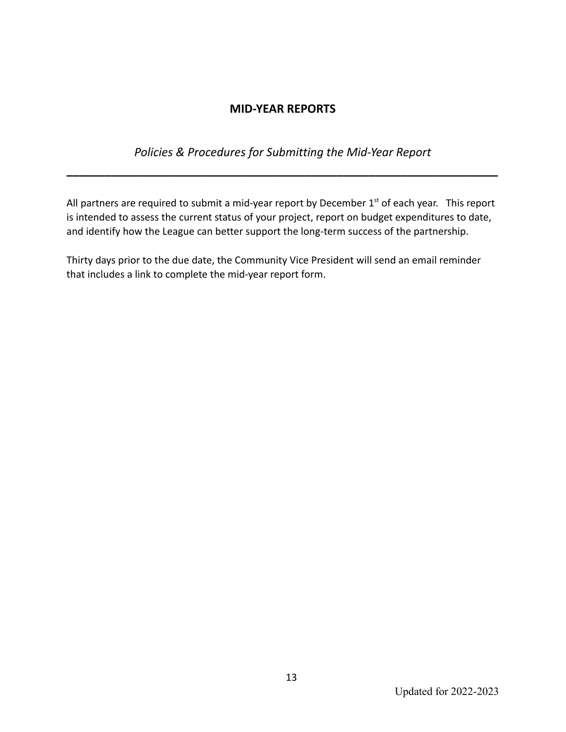# MID-YEAR REPORTS

*Policies & Procedures for Submitting the Mid-Year Report*

---

All partners are required to submit a mid-year report by December 1st of each year. This report is intended to assess the current status of your project, report on budget expenditures to date, and identify how the League can better support the long-term success of the partnership.

Thirty days prior to the due date, the Community Vice President will send an email reminder that includes a link to complete the mid-year report form.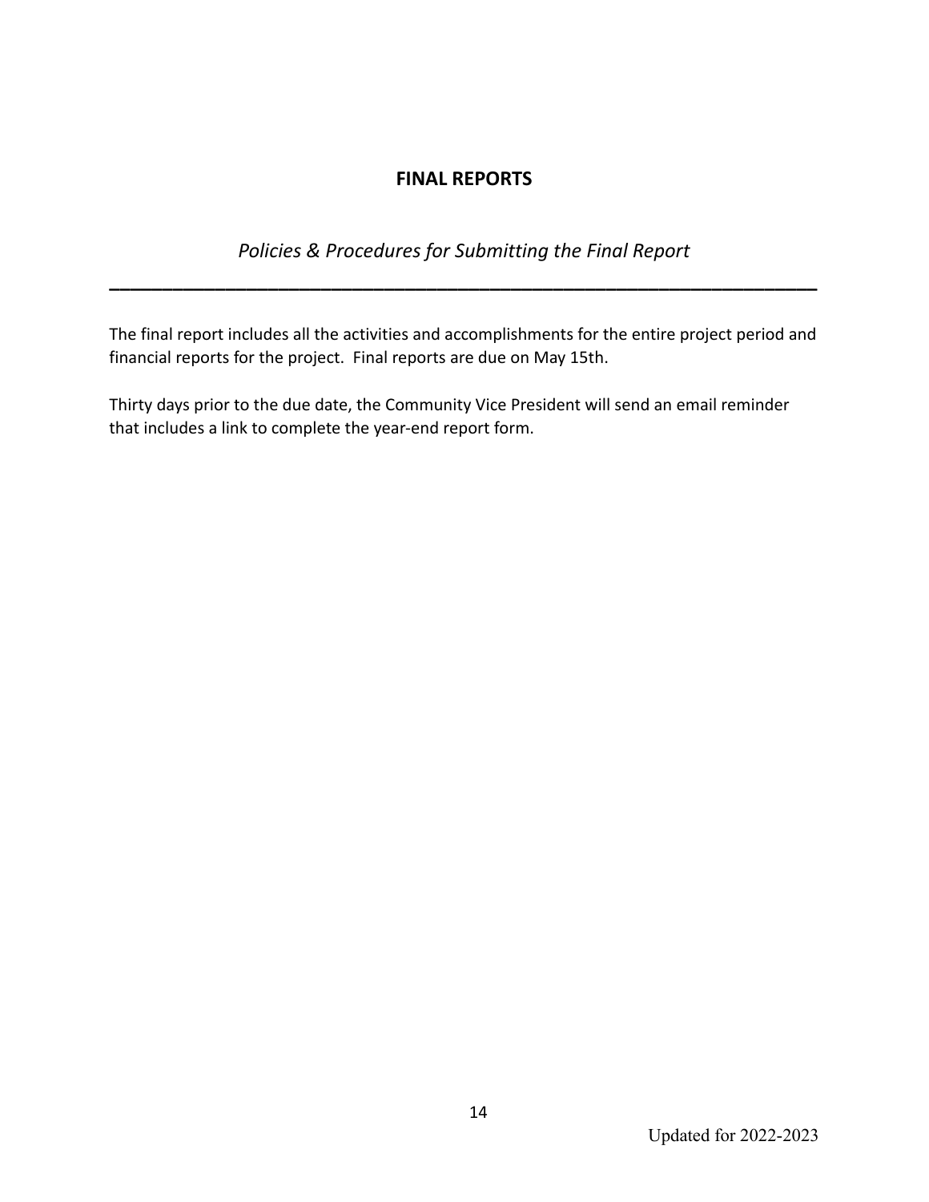# FINAL REPORTS

*Policies & Procedures for Submitting the Final Report*

---

The final report includes all the activities and accomplishments for the entire project period and financial reports for the project. Final reports are due on May 15th.

Thirty days prior to the due date, the Community Vice President will send an email reminder that includes a link to complete the year-end report form.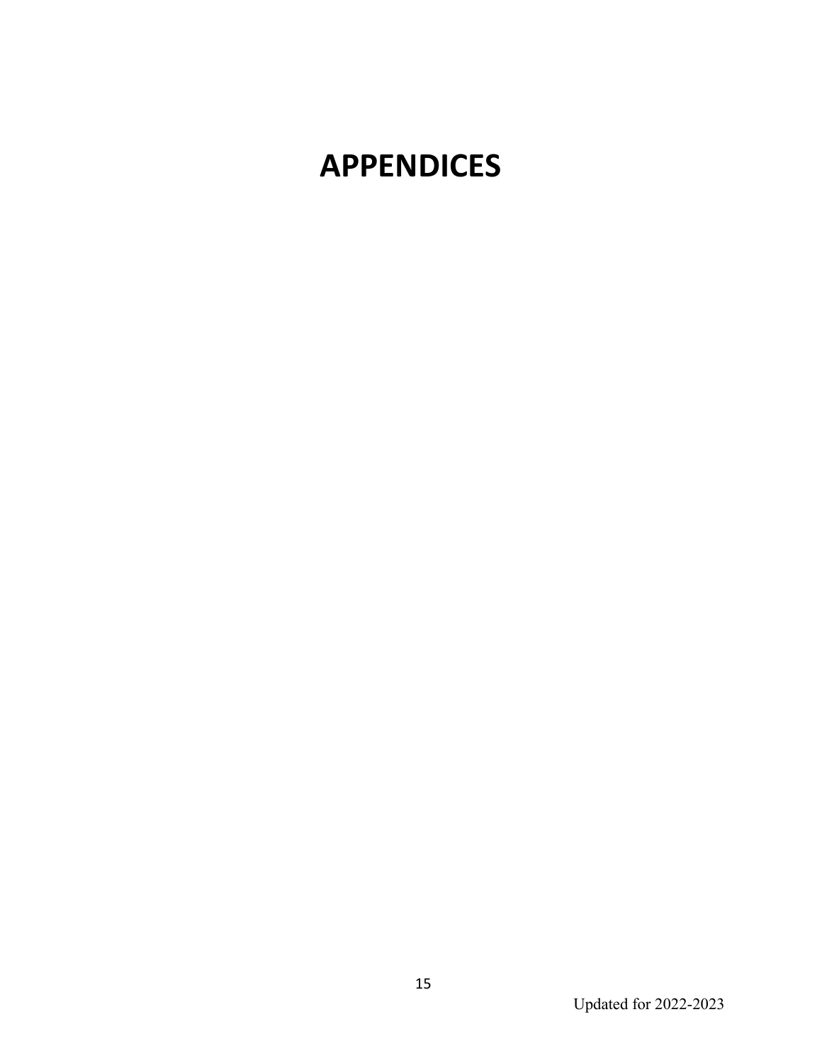# APPENDICES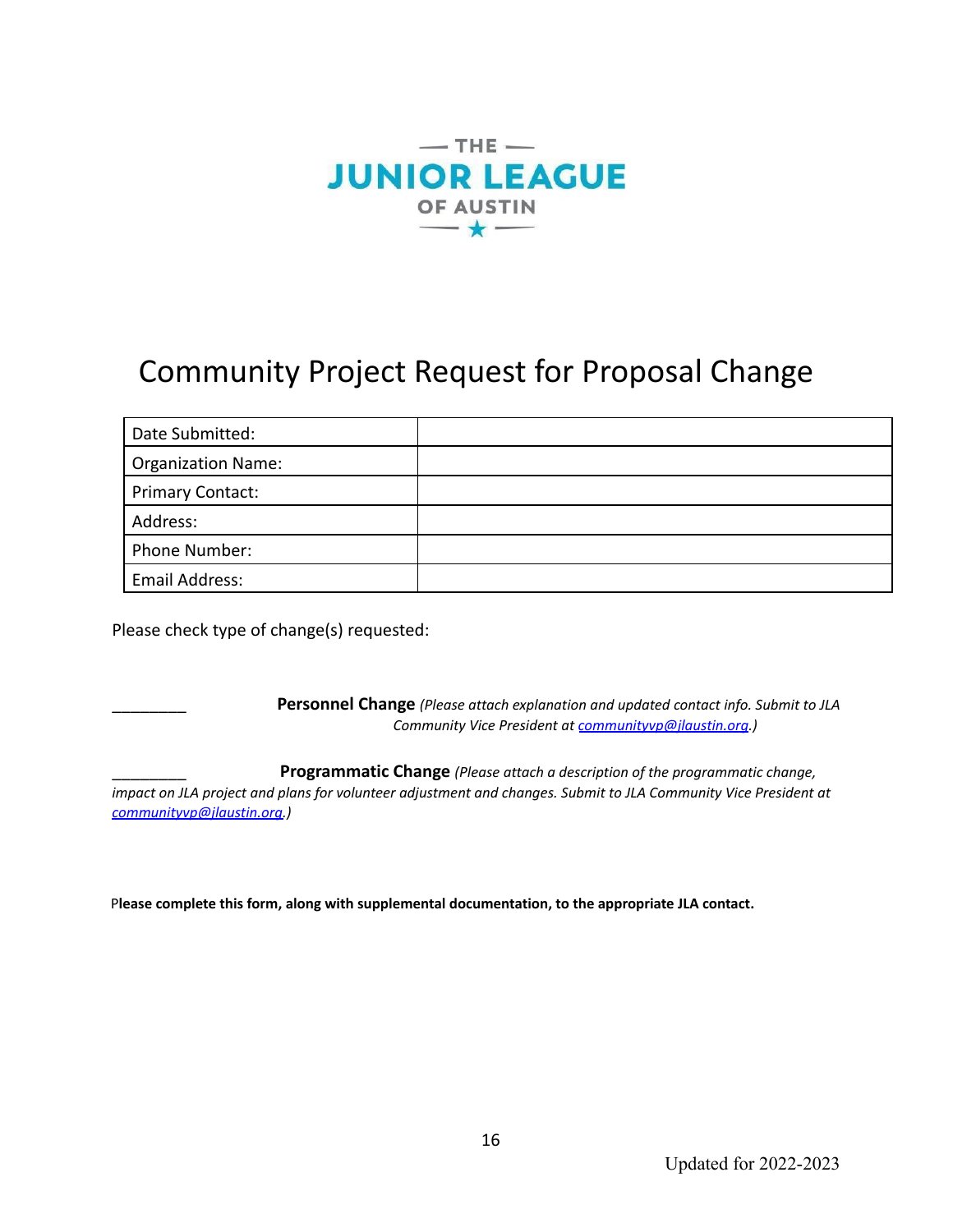THE JUNIOR LEAGUE OF AUSTIN

# Community Project Request for Proposal Change

| Date Submitted: | |
|---|---|
| Organization Name: | |
| Primary Contact: | |
| Address: | |
| Phone Number: | |
| Email Address: | |

Please check type of change(s) requested:

________ **Personnel Change** *(Please attach explanation and updated contact info. Submit to JLA Community Vice President at communityvp@jlaustin.org.)*

________ **Programmatic Change** *(Please attach a description of the programmatic change, impact on JLA project and plans for volunteer adjustment and changes. Submit to JLA Community Vice President at communityvp@jlaustin.org.)*

**Please complete this form, along with supplemental documentation, to the appropriate JLA contact.**

Updated for 2022-2023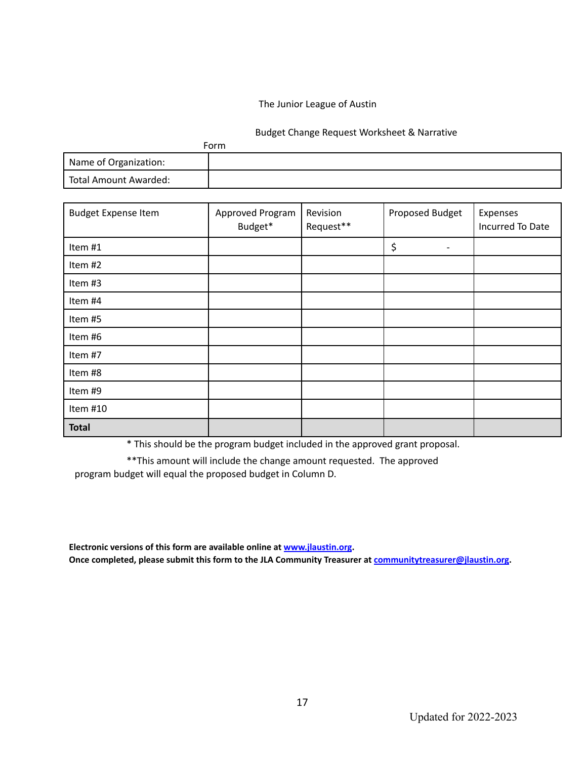The Junior League of Austin

Budget Change Request Worksheet & Narrative Form

| Name of Organization: | |
|---|---|
| Total Amount Awarded: | |

| Budget Expense Item | Approved Program Budget* | Revision Request** | Proposed Budget | Expenses Incurred To Date |
|---|---|---|---|---|
| Item #1 | | | $ - | |
| Item #2 | | | | |
| Item #3 | | | | |
| Item #4 | | | | |
| Item #5 | | | | |
| Item #6 | | | | |
| Item #7 | | | | |
| Item #8 | | | | |
| Item #9 | | | | |
| Item #10 | | | | |
| **Total** | | | | |

* This should be the program budget included in the approved grant proposal.

**This amount will include the change amount requested. The approved program budget will equal the proposed budget in Column D.

**Electronic versions of this form are available online at [www.jlaustin.org](http://www.jlaustin.org).**
**Once completed, please submit this form to the JLA Community Treasurer at [communitytreasurer@jlaustin.org](mailto:communitytreasurer@jlaustin.org).**

Updated for 2022-2023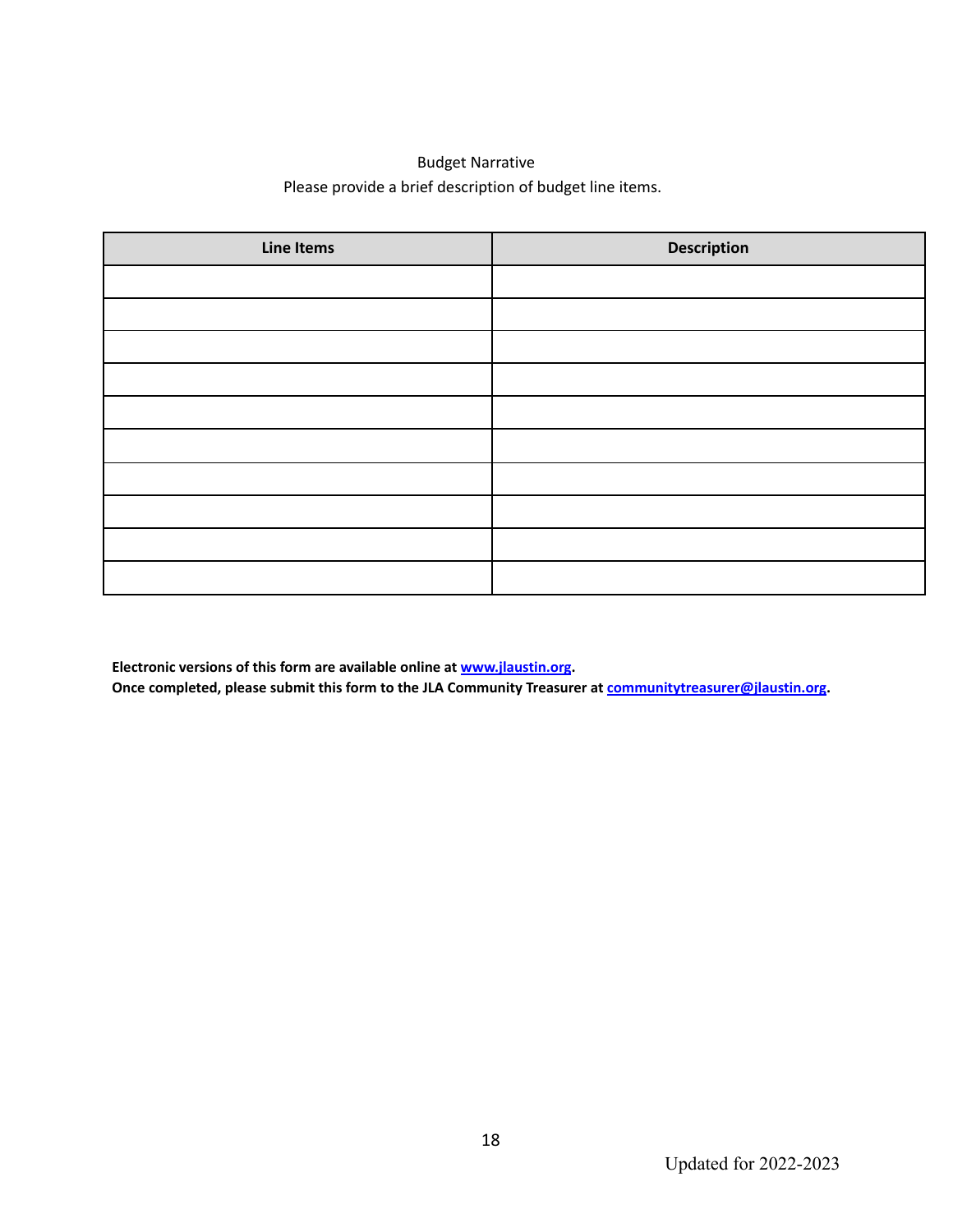Budget Narrative

Please provide a brief description of budget line items.

| Line Items | Description |
| --- | --- |
| | |
| | |
| | |
| | |
| | |
| | |
| | |
| | |
| | |
| | |

**Electronic versions of this form are available online at [www.jlaustin.org](www.jlaustin.org).**
**Once completed, please submit this form to the JLA Community Treasurer at [communitytreasurer@jlaustin.org](mailto:communitytreasurer@jlaustin.org).**

Updated for 2022-2023